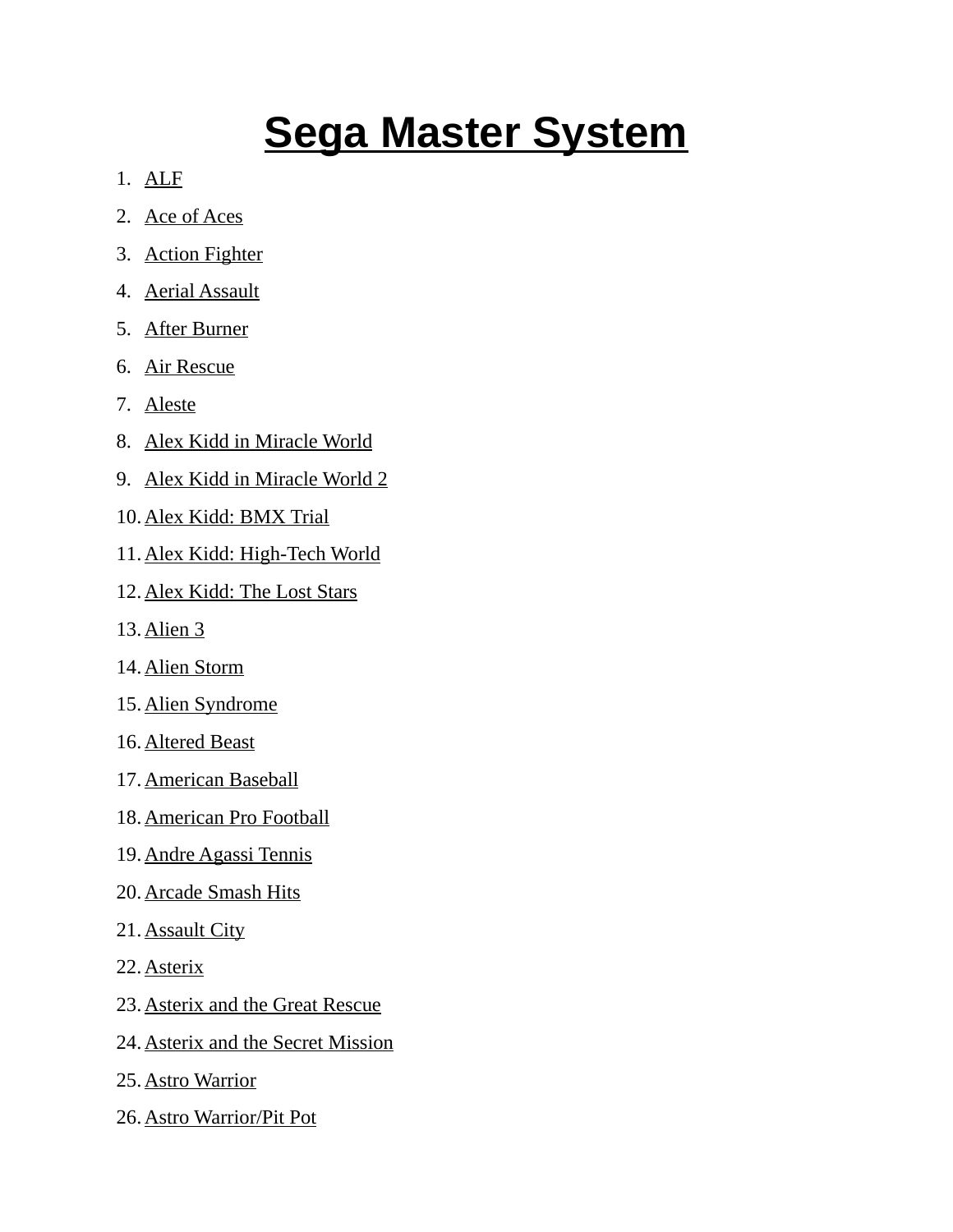# Sega Master System

1. ALF
2. Ace of Aces
3. Action Fighter
4. Aerial Assault
5. After Burner
6. Air Rescue
7. Aleste
8. Alex Kidd in Miracle World
9. Alex Kidd in Miracle World 2
10. Alex Kidd: BMX Trial
11. Alex Kidd: High-Tech World
12. Alex Kidd: The Lost Stars
13. Alien 3
14. Alien Storm
15. Alien Syndrome
16. Altered Beast
17. American Baseball
18. American Pro Football
19. Andre Agassi Tennis
20. Arcade Smash Hits
21. Assault City
22. Asterix
23. Asterix and the Great Rescue
24. Asterix and the Secret Mission
25. Astro Warrior
26. Astro Warrior/Pit Pot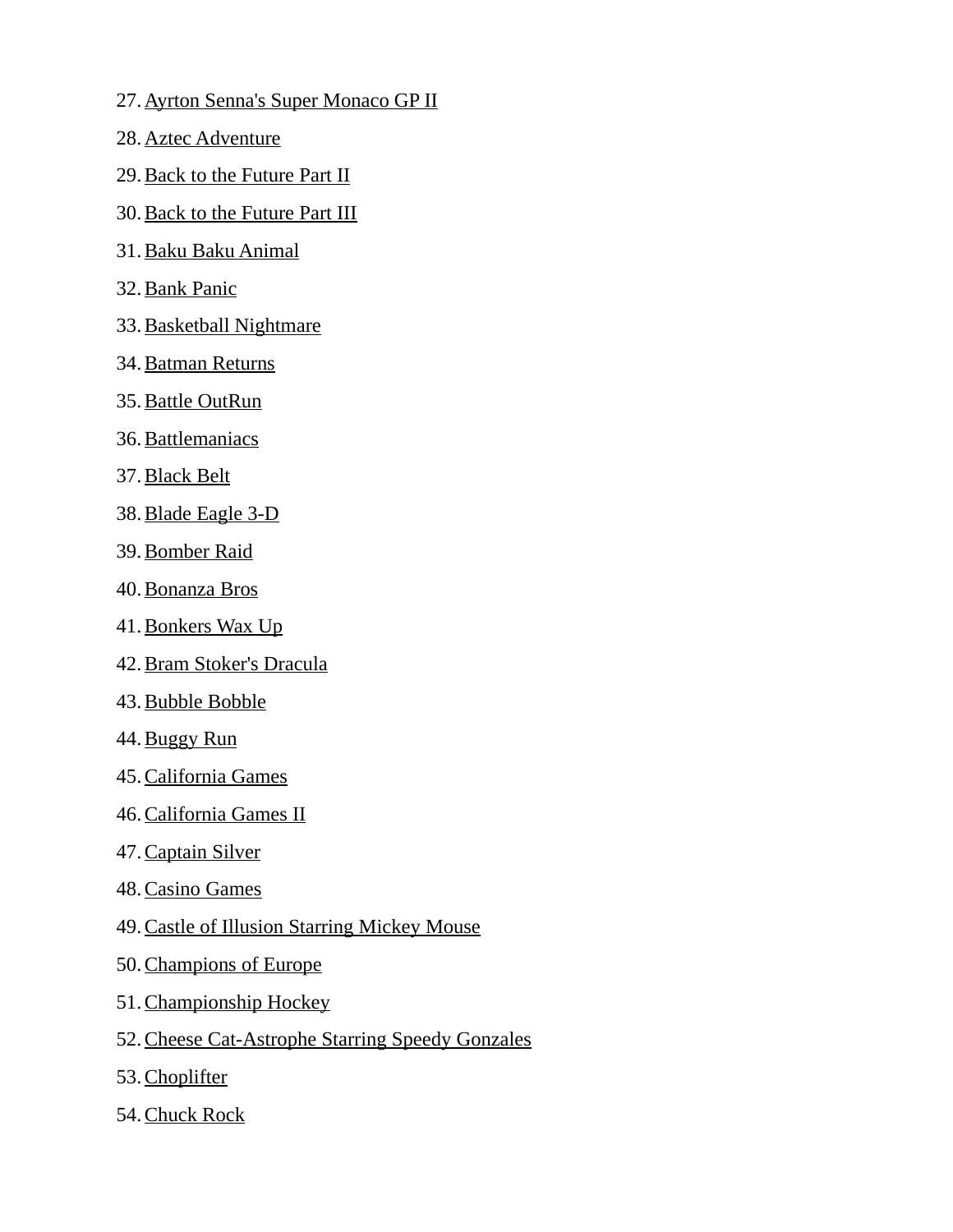27. Ayrton Senna's Super Monaco GP II
28. Aztec Adventure
29. Back to the Future Part II
30. Back to the Future Part III
31. Baku Baku Animal
32. Bank Panic
33. Basketball Nightmare
34. Batman Returns
35. Battle OutRun
36. Battlemaniacs
37. Black Belt
38. Blade Eagle 3-D
39. Bomber Raid
40. Bonanza Bros
41. Bonkers Wax Up
42. Bram Stoker's Dracula
43. Bubble Bobble
44. Buggy Run
45. California Games
46. California Games II
47. Captain Silver
48. Casino Games
49. Castle of Illusion Starring Mickey Mouse
50. Champions of Europe
51. Championship Hockey
52. Cheese Cat-Astrophe Starring Speedy Gonzales
53. Choplifter
54. Chuck Rock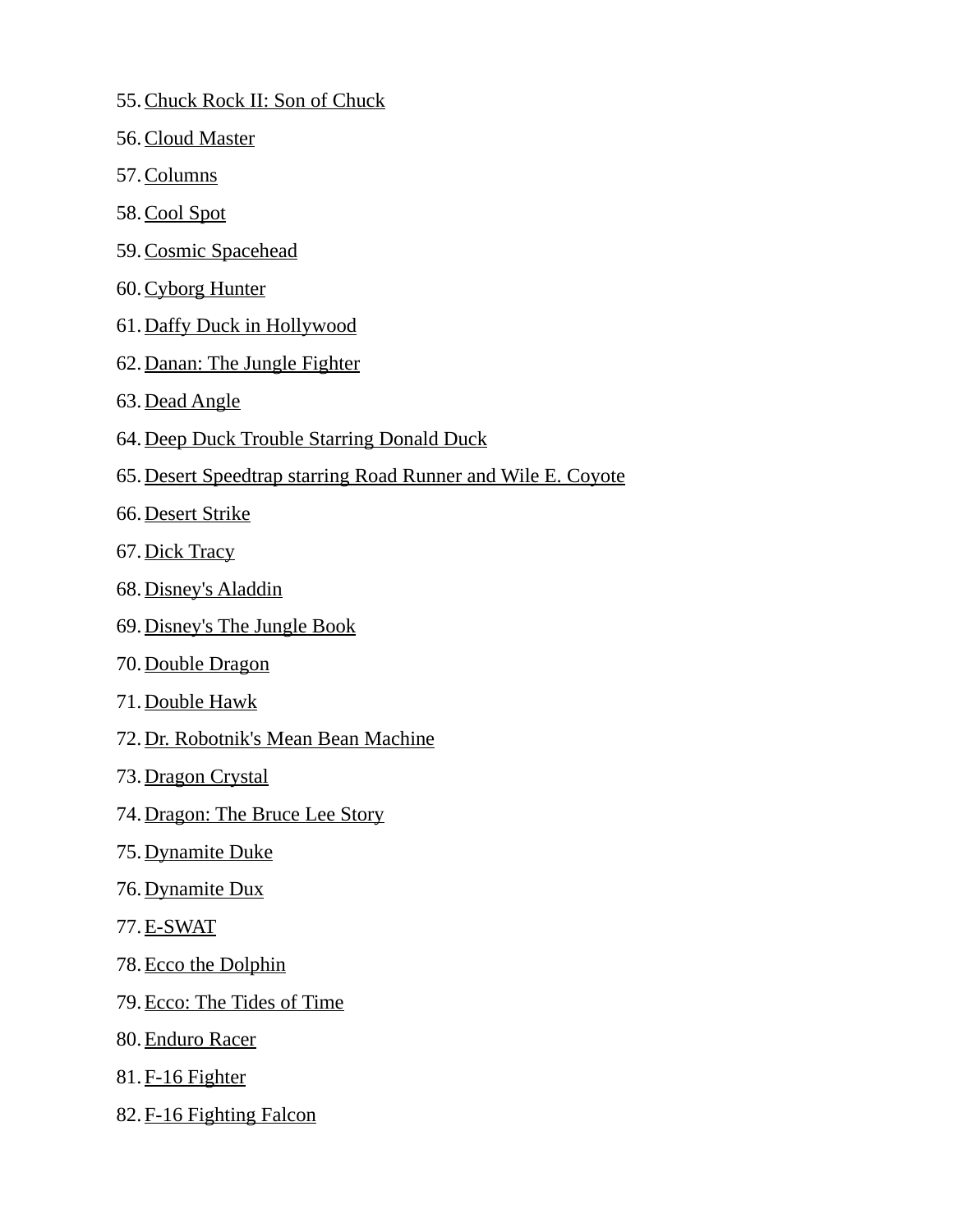55. Chuck Rock II: Son of Chuck
56. Cloud Master
57. Columns
58. Cool Spot
59. Cosmic Spacehead
60. Cyborg Hunter
61. Daffy Duck in Hollywood
62. Danan: The Jungle Fighter
63. Dead Angle
64. Deep Duck Trouble Starring Donald Duck
65. Desert Speedtrap starring Road Runner and Wile E. Coyote
66. Desert Strike
67. Dick Tracy
68. Disney's Aladdin
69. Disney's The Jungle Book
70. Double Dragon
71. Double Hawk
72. Dr. Robotnik's Mean Bean Machine
73. Dragon Crystal
74. Dragon: The Bruce Lee Story
75. Dynamite Duke
76. Dynamite Dux
77. E-SWAT
78. Ecco the Dolphin
79. Ecco: The Tides of Time
80. Enduro Racer
81. F-16 Fighter
82. F-16 Fighting Falcon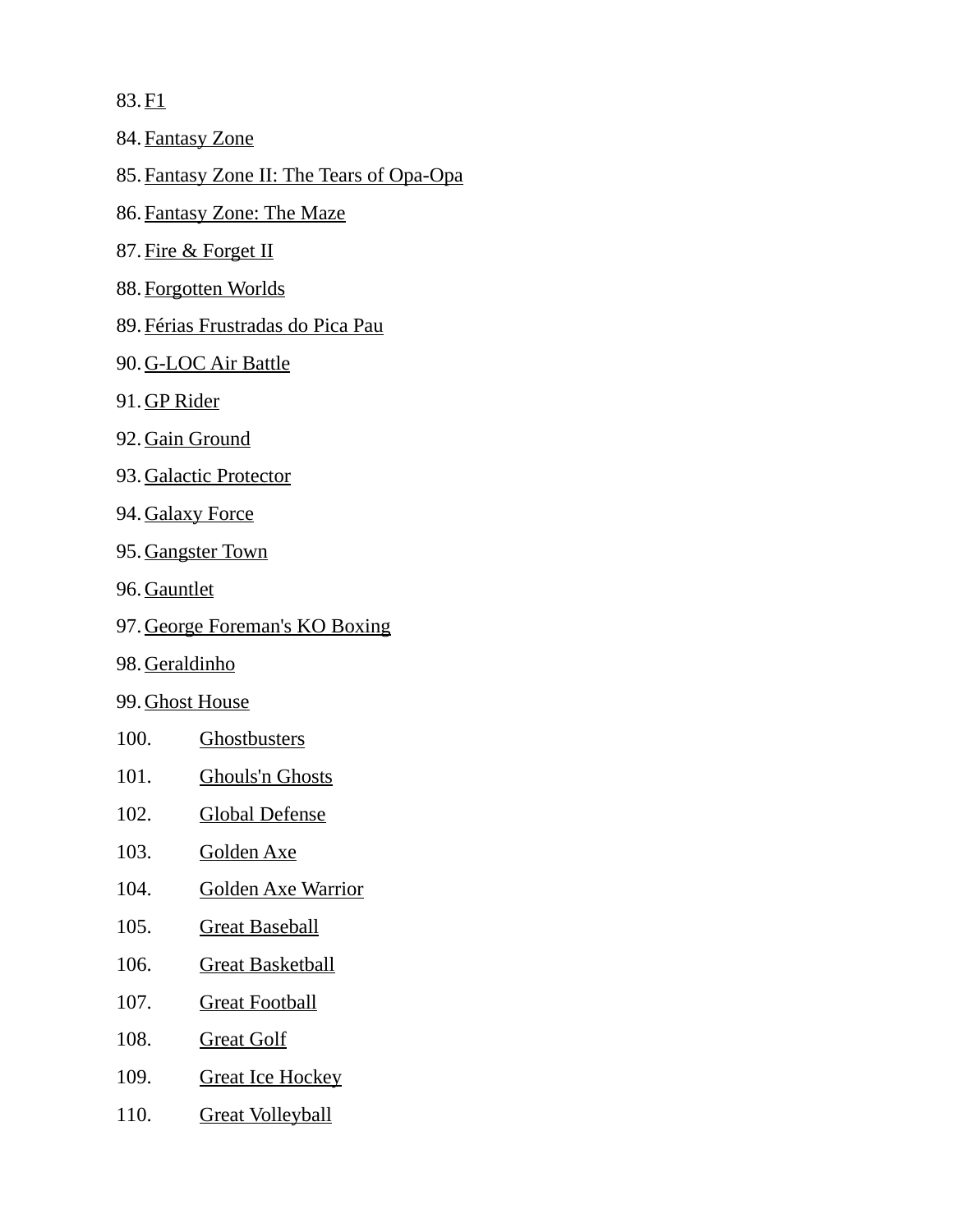83. F1
84. Fantasy Zone
85. Fantasy Zone II: The Tears of Opa-Opa
86. Fantasy Zone: The Maze
87. Fire & Forget II
88. Forgotten Worlds
89. Férias Frustradas do Pica Pau
90. G-LOC Air Battle
91. GP Rider
92. Gain Ground
93. Galactic Protector
94. Galaxy Force
95. Gangster Town
96. Gauntlet
97. George Foreman's KO Boxing
98. Geraldinho
99. Ghost House
100. Ghostbusters
101. Ghouls'n Ghosts
102. Global Defense
103. Golden Axe
104. Golden Axe Warrior
105. Great Baseball
106. Great Basketball
107. Great Football
108. Great Golf
109. Great Ice Hockey
110. Great Volleyball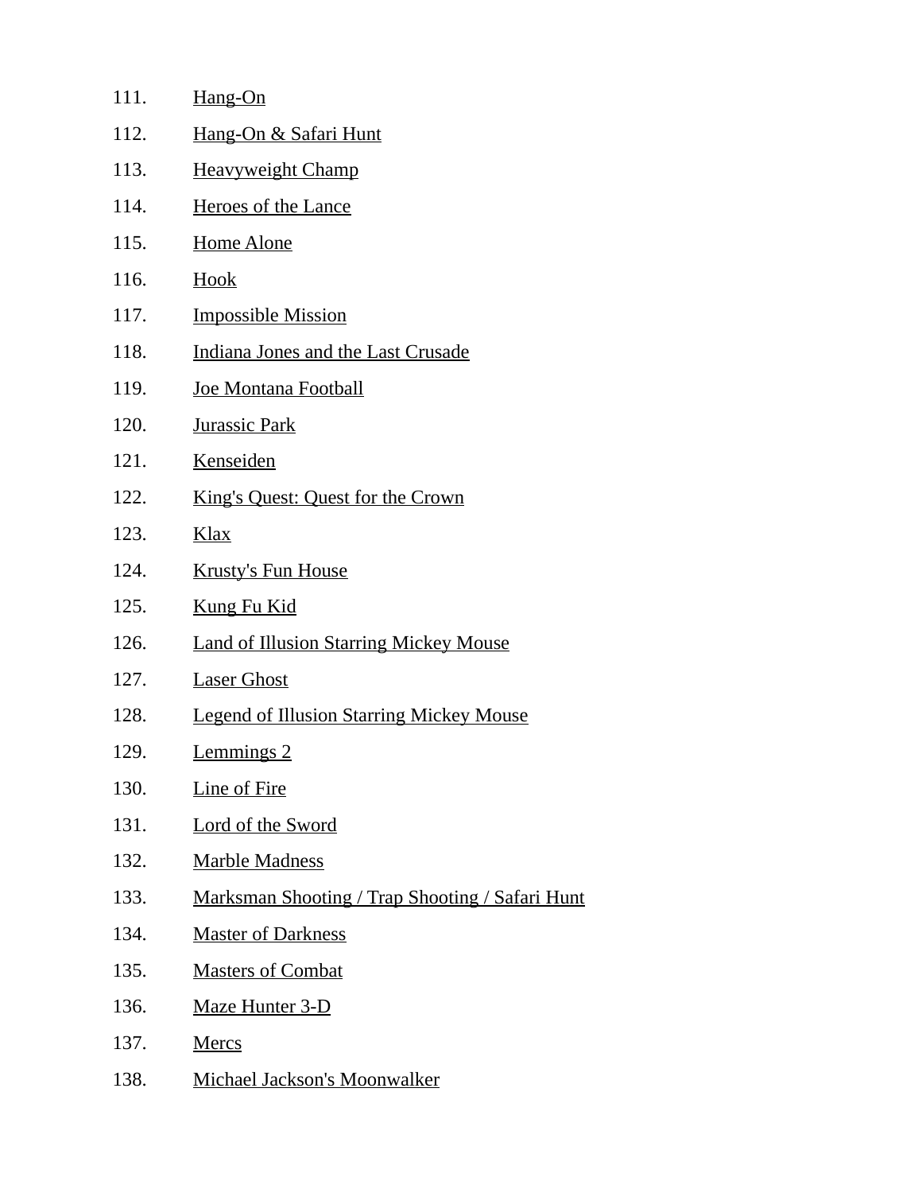111. Hang-On
112. Hang-On & Safari Hunt
113. Heavyweight Champ
114. Heroes of the Lance
115. Home Alone
116. Hook
117. Impossible Mission
118. Indiana Jones and the Last Crusade
119. Joe Montana Football
120. Jurassic Park
121. Kenseiden
122. King's Quest: Quest for the Crown
123. Klax
124. Krusty's Fun House
125. Kung Fu Kid
126. Land of Illusion Starring Mickey Mouse
127. Laser Ghost
128. Legend of Illusion Starring Mickey Mouse
129. Lemmings 2
130. Line of Fire
131. Lord of the Sword
132. Marble Madness
133. Marksman Shooting / Trap Shooting / Safari Hunt
134. Master of Darkness
135. Masters of Combat
136. Maze Hunter 3-D
137. Mercs
138. Michael Jackson's Moonwalker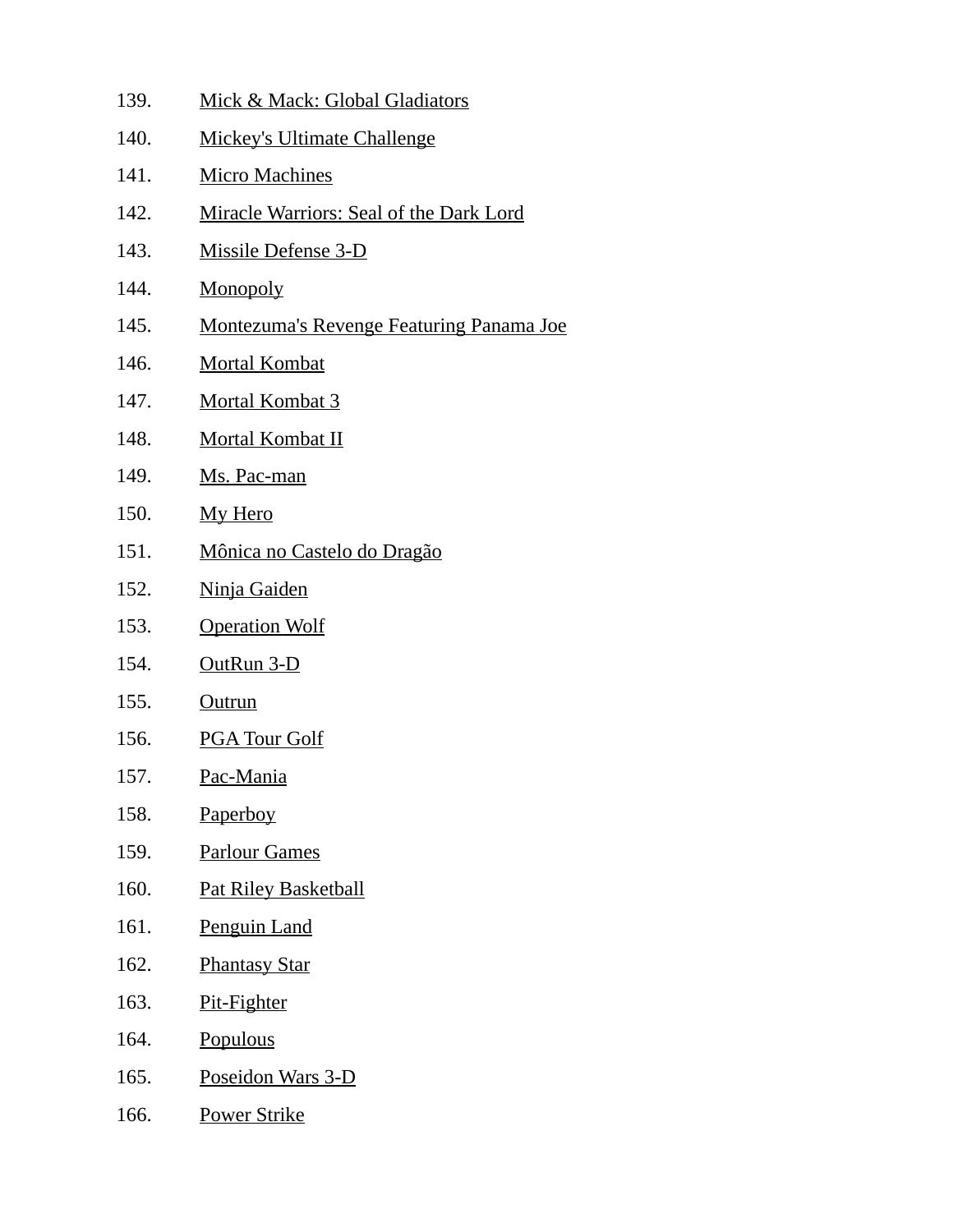139. Mick & Mack: Global Gladiators
140. Mickey's Ultimate Challenge
141. Micro Machines
142. Miracle Warriors: Seal of the Dark Lord
143. Missile Defense 3-D
144. Monopoly
145. Montezuma's Revenge Featuring Panama Joe
146. Mortal Kombat
147. Mortal Kombat 3
148. Mortal Kombat II
149. Ms. Pac-man
150. My Hero
151. Mônica no Castelo do Dragão
152. Ninja Gaiden
153. Operation Wolf
154. OutRun 3-D
155. Outrun
156. PGA Tour Golf
157. Pac-Mania
158. Paperboy
159. Parlour Games
160. Pat Riley Basketball
161. Penguin Land
162. Phantasy Star
163. Pit-Fighter
164. Populous
165. Poseidon Wars 3-D
166. Power Strike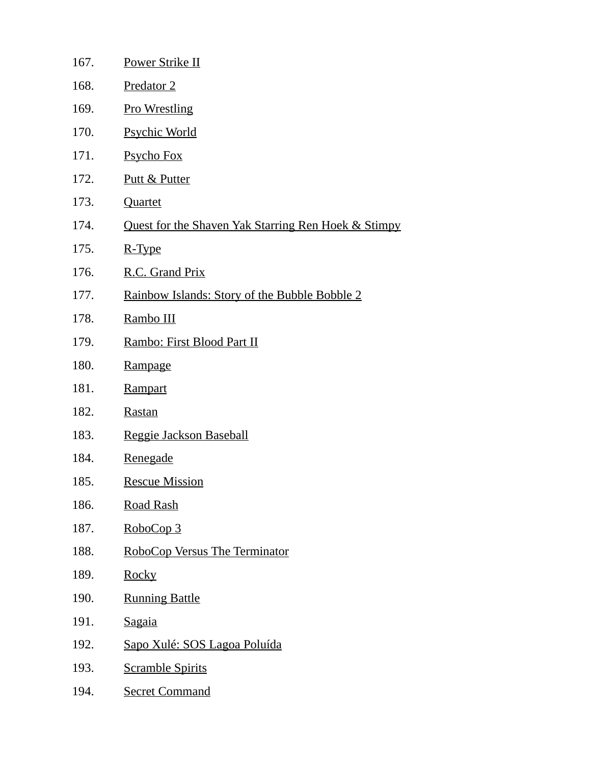167. Power Strike II
168. Predator 2
169. Pro Wrestling
170. Psychic World
171. Psycho Fox
172. Putt & Putter
173. Quartet
174. Quest for the Shaven Yak Starring Ren Hoek & Stimpy
175. R-Type
176. R.C. Grand Prix
177. Rainbow Islands: Story of the Bubble Bobble 2
178. Rambo III
179. Rambo: First Blood Part II
180. Rampage
181. Rampart
182. Rastan
183. Reggie Jackson Baseball
184. Renegade
185. Rescue Mission
186. Road Rash
187. RoboCop 3
188. RoboCop Versus The Terminator
189. Rocky
190. Running Battle
191. Sagaia
192. Sapo Xulé: SOS Lagoa Poluída
193. Scramble Spirits
194. Secret Command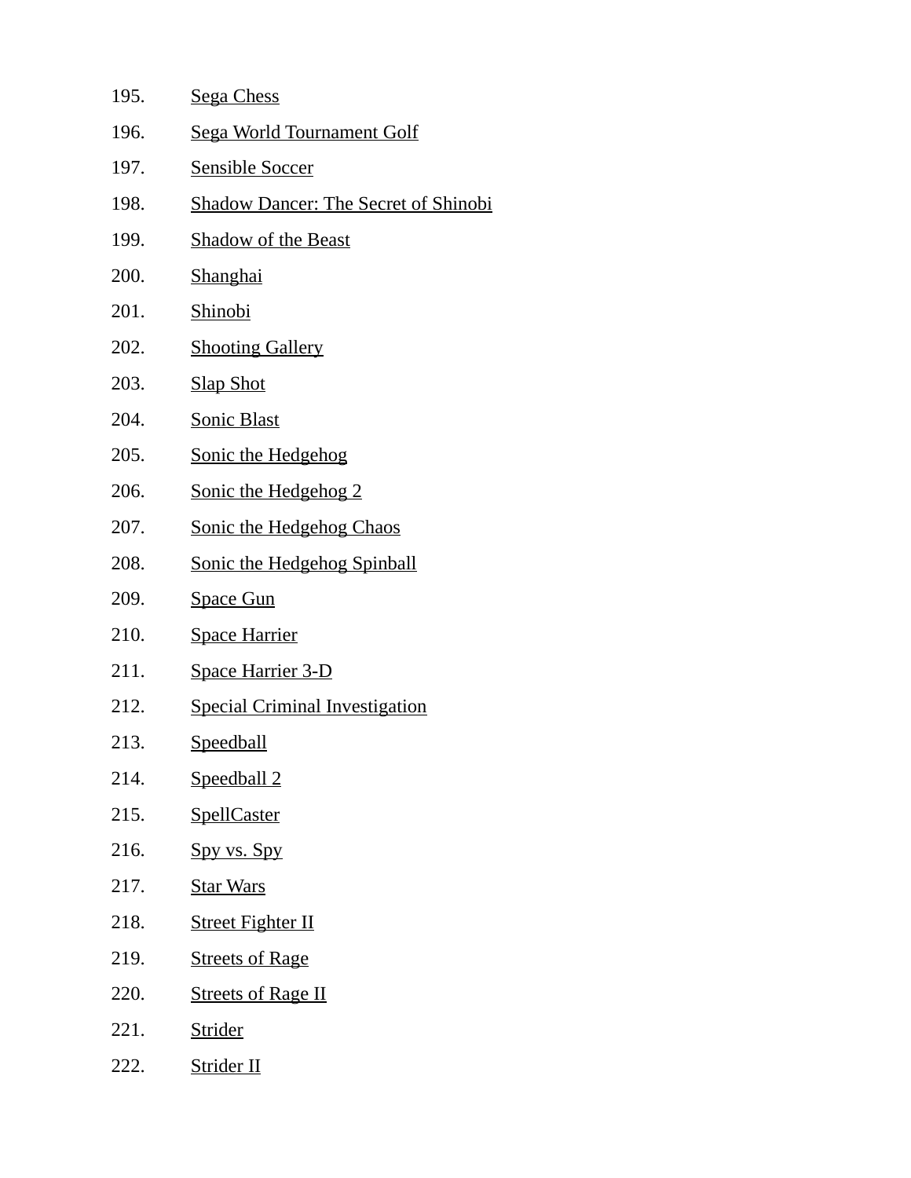195. Sega Chess
196. Sega World Tournament Golf
197. Sensible Soccer
198. Shadow Dancer: The Secret of Shinobi
199. Shadow of the Beast
200. Shanghai
201. Shinobi
202. Shooting Gallery
203. Slap Shot
204. Sonic Blast
205. Sonic the Hedgehog
206. Sonic the Hedgehog 2
207. Sonic the Hedgehog Chaos
208. Sonic the Hedgehog Spinball
209. Space Gun
210. Space Harrier
211. Space Harrier 3-D
212. Special Criminal Investigation
213. Speedball
214. Speedball 2
215. SpellCaster
216. Spy vs. Spy
217. Star Wars
218. Street Fighter II
219. Streets of Rage
220. Streets of Rage II
221. Strider
222. Strider II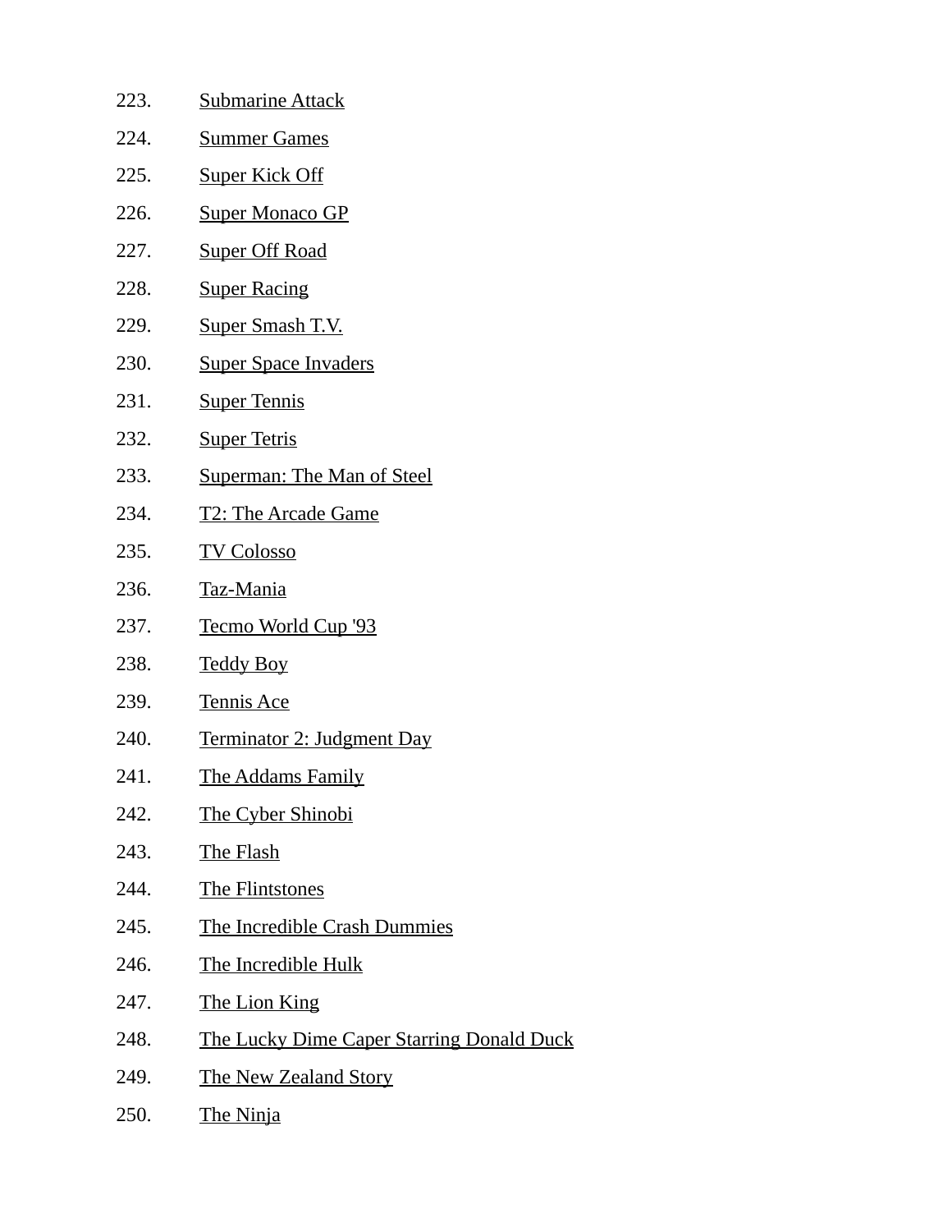223. Submarine Attack
224. Summer Games
225. Super Kick Off
226. Super Monaco GP
227. Super Off Road
228. Super Racing
229. Super Smash T.V.
230. Super Space Invaders
231. Super Tennis
232. Super Tetris
233. Superman: The Man of Steel
234. T2: The Arcade Game
235. TV Colosso
236. Taz-Mania
237. Tecmo World Cup '93
238. Teddy Boy
239. Tennis Ace
240. Terminator 2: Judgment Day
241. The Addams Family
242. The Cyber Shinobi
243. The Flash
244. The Flintstones
245. The Incredible Crash Dummies
246. The Incredible Hulk
247. The Lion King
248. The Lucky Dime Caper Starring Donald Duck
249. The New Zealand Story
250. The Ninja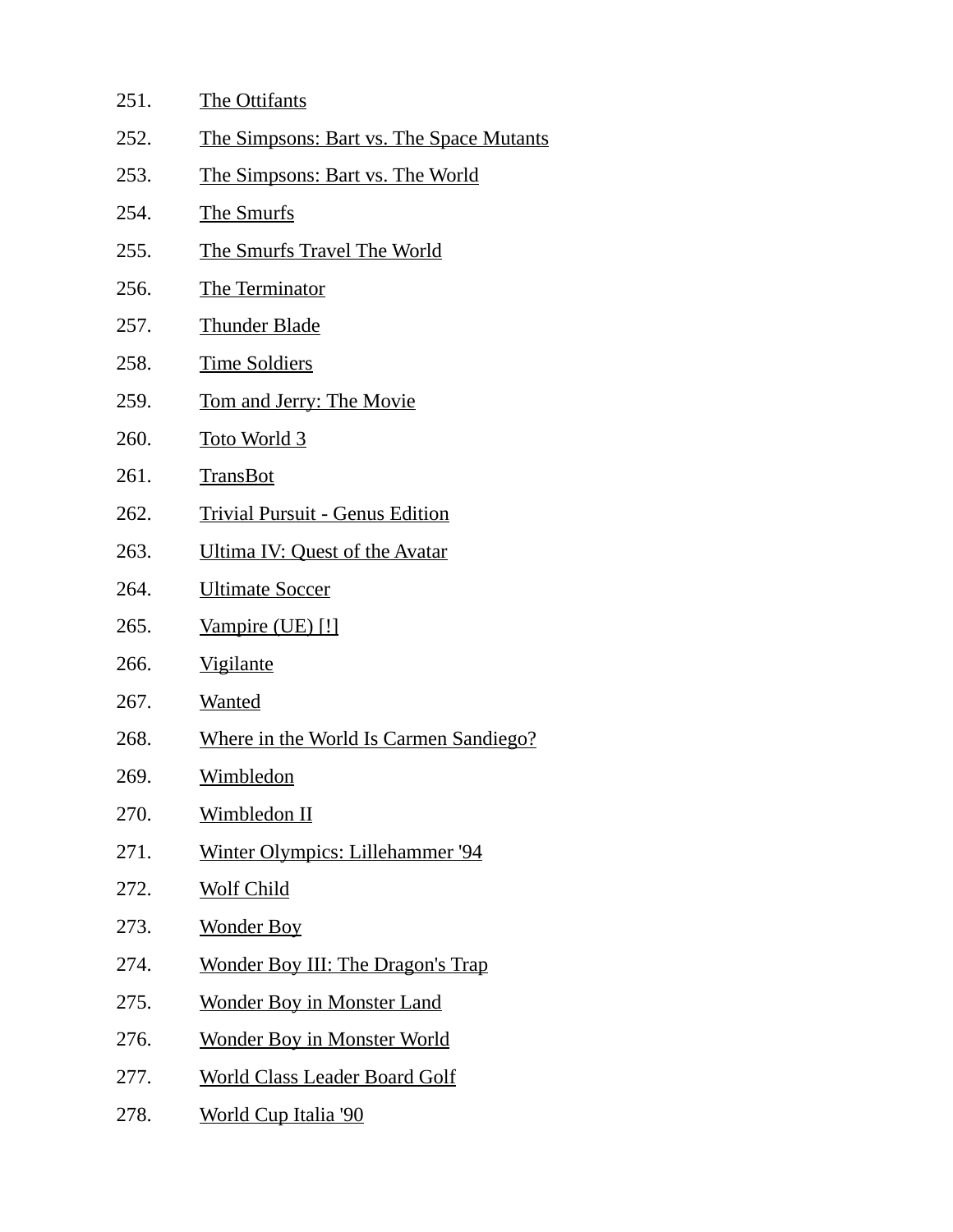251. The Ottifants
252. The Simpsons: Bart vs. The Space Mutants
253. The Simpsons: Bart vs. The World
254. The Smurfs
255. The Smurfs Travel The World
256. The Terminator
257. Thunder Blade
258. Time Soldiers
259. Tom and Jerry: The Movie
260. Toto World 3
261. TransBot
262. Trivial Pursuit - Genus Edition
263. Ultima IV: Quest of the Avatar
264. Ultimate Soccer
265. Vampire (UE) [!]
266. Vigilante
267. Wanted
268. Where in the World Is Carmen Sandiego?
269. Wimbledon
270. Wimbledon II
271. Winter Olympics: Lillehammer '94
272. Wolf Child
273. Wonder Boy
274. Wonder Boy III: The Dragon's Trap
275. Wonder Boy in Monster Land
276. Wonder Boy in Monster World
277. World Class Leader Board Golf
278. World Cup Italia '90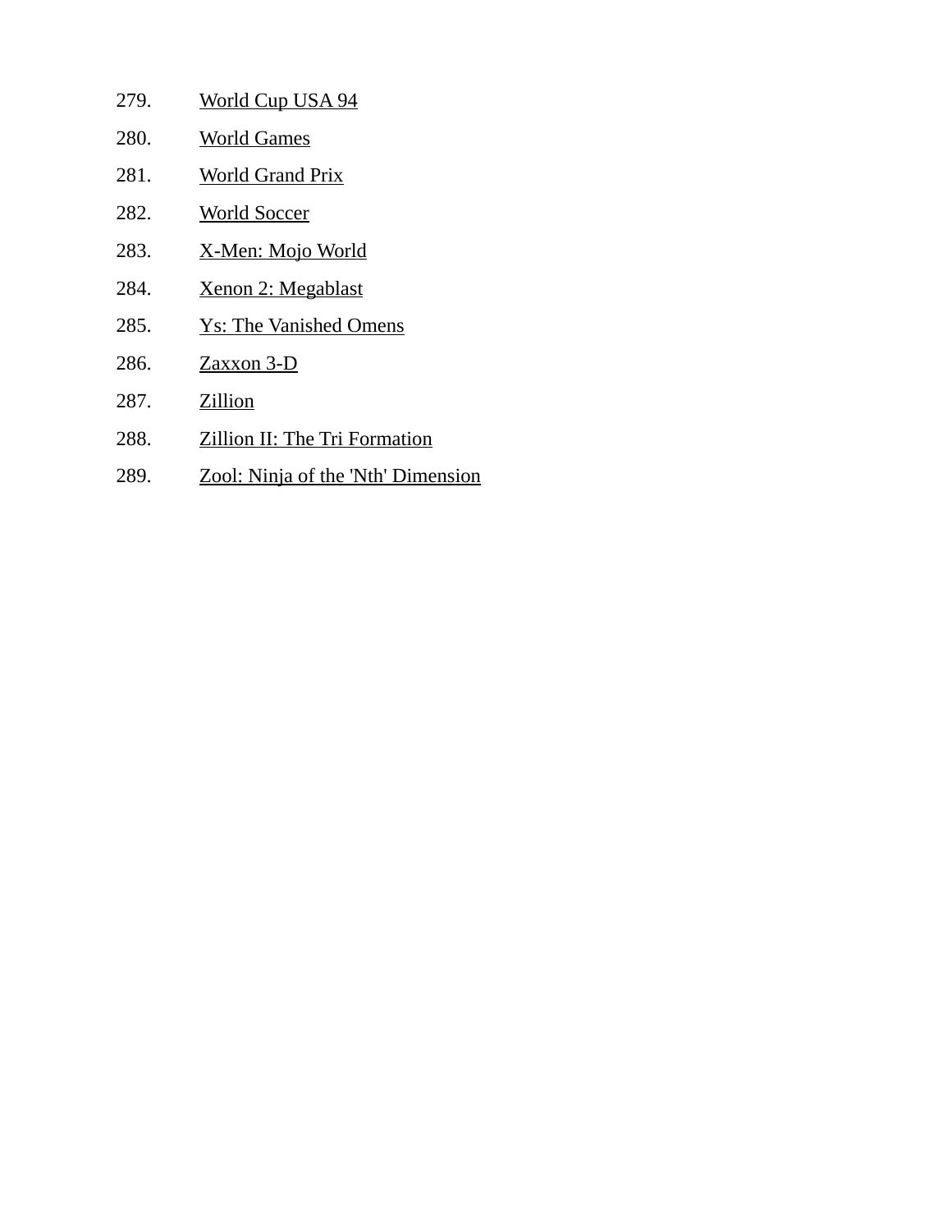279. World Cup USA 94
280. World Games
281. World Grand Prix
282. World Soccer
283. X-Men: Mojo World
284. Xenon 2: Megablast
285. Ys: The Vanished Omens
286. Zaxxon 3-D
287. Zillion
288. Zillion II: The Tri Formation
289. Zool: Ninja of the 'Nth' Dimension